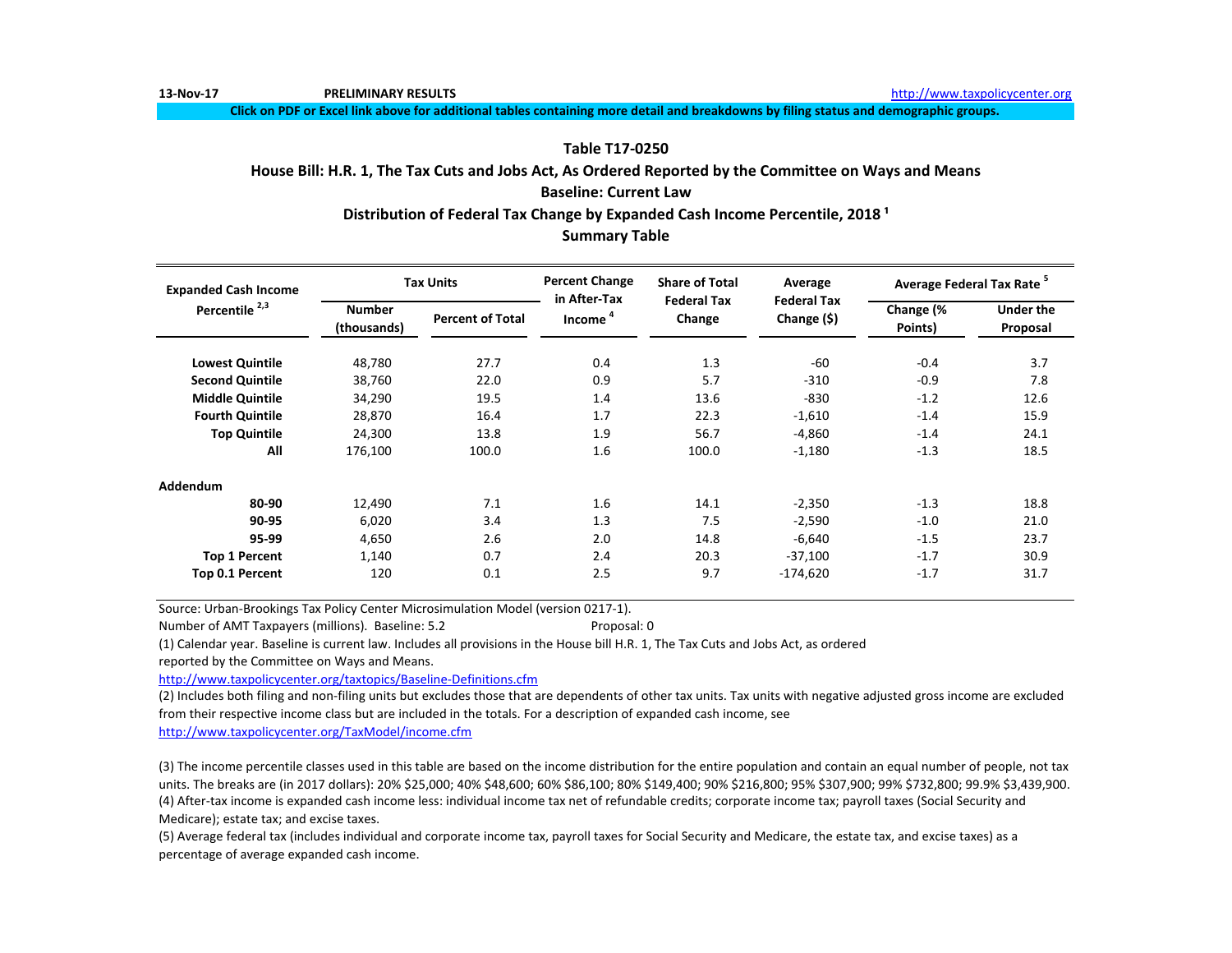13-Nov-17 **PRELIMINARY RESULTS** http://www.taxpolicycenter.org

**Click on PDF or Excel link above for additional tables containing more detail and breakdowns by filing status and demographic groups.**

## Table T17-0250

## House Bill: H.R. 1, The Tax Cuts and Jobs Act, As Ordered Reported by the Committee on Ways and Means

## Baseline: Current Law

## Distribution of Federal Tax Change by Expanded Cash Income Percentile, 2018 [1]

## Summary Table

| Expanded Cash Income Percentile [2,3] | Tax Units | | Percent Change in After-Tax Income [4] | Share of Total Federal Tax Change | Average Federal Tax Change ($) | Average Federal Tax Rate [5] | |
|---|---|---|---|---|---|---|---|
| | Number (thousands) | Percent of Total | | | | Change (% Points) | Under the Proposal |
| **Lowest Quintile** | 48,780 | 27.7 | 0.4 | 1.3 | -60 | -0.4 | 3.7 |
| **Second Quintile** | 38,760 | 22.0 | 0.9 | 5.7 | -310 | -0.9 | 7.8 |
| **Middle Quintile** | 34,290 | 19.5 | 1.4 | 13.6 | -830 | -1.2 | 12.6 |
| **Fourth Quintile** | 28,870 | 16.4 | 1.7 | 22.3 | -1,610 | -1.4 | 15.9 |
| **Top Quintile** | 24,300 | 13.8 | 1.9 | 56.7 | -4,860 | -1.4 | 24.1 |
| **All** | 176,100 | 100.0 | 1.6 | 100.0 | -1,180 | -1.3 | 18.5 |
| **Addendum** | | | | | | | |
| **80-90** | 12,490 | 7.1 | 1.6 | 14.1 | -2,350 | -1.3 | 18.8 |
| **90-95** | 6,020 | 3.4 | 1.3 | 7.5 | -2,590 | -1.0 | 21.0 |
| **95-99** | 4,650 | 2.6 | 2.0 | 14.8 | -6,640 | -1.5 | 23.7 |
| **Top 1 Percent** | 1,140 | 0.7 | 2.4 | 20.3 | -37,100 | -1.7 | 30.9 |
| **Top 0.1 Percent** | 120 | 0.1 | 2.5 | 9.7 | -174,620 | -1.7 | 31.7 |

Source: Urban-Brookings Tax Policy Center Microsimulation Model (version 0217-1).

Number of AMT Taxpayers (millions). Baseline: 5.2 Proposal: 0

(1) Calendar year. Baseline is current law. Includes all provisions in the House bill H.R. 1, The Tax Cuts and Jobs Act, as ordered reported by the Committee on Ways and Means.

http://www.taxpolicycenter.org/taxtopics/Baseline-Definitions.cfm

(2) Includes both filing and non-filing units but excludes those that are dependents of other tax units. Tax units with negative adjusted gross income are excluded from their respective income class but are included in the totals. For a description of expanded cash income, see

http://www.taxpolicycenter.org/TaxModel/income.cfm

(3) The income percentile classes used in this table are based on the income distribution for the entire population and contain an equal number of people, not tax units. The breaks are (in 2017 dollars): 20% $25,000; 40% $48,600; 60% $86,100; 80% $149,400; 90% $216,800; 95% $307,900; 99% $732,800; 99.9% $3,439,900.

(4) After-tax income is expanded cash income less: individual income tax net of refundable credits; corporate income tax; payroll taxes (Social Security and Medicare); estate tax; and excise taxes.

(5) Average federal tax (includes individual and corporate income tax, payroll taxes for Social Security and Medicare, the estate tax, and excise taxes) as a percentage of average expanded cash income.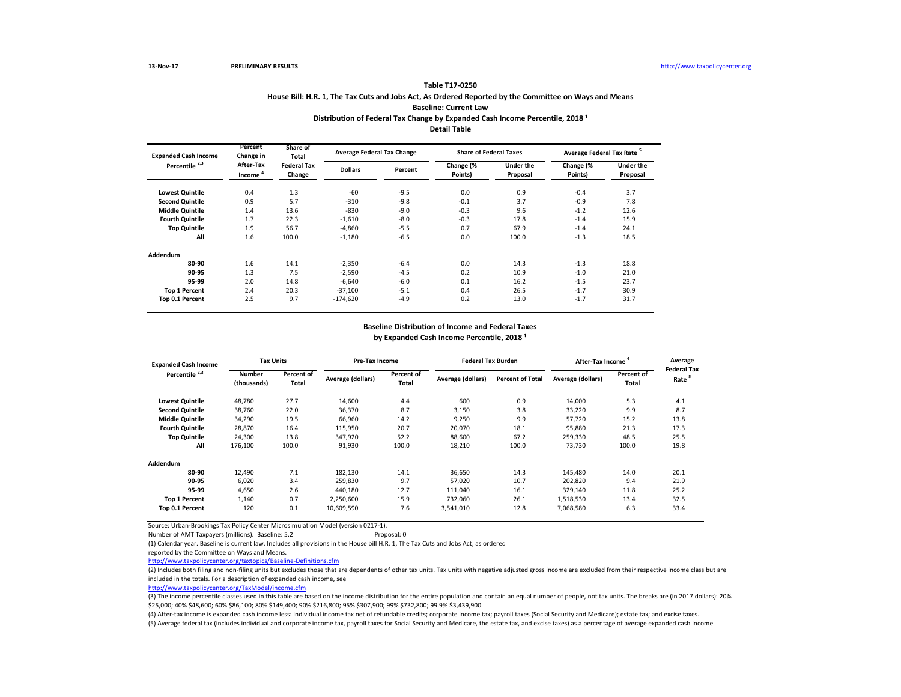13-Nov-17 **PRELIMINARY RESULTS** http://www.taxpolicycenter.org

### Table T17-0250

### House Bill: H.R. 1, The Tax Cuts and Jobs Act, As Ordered Reported by the Committee on Ways and Means

### Baseline: Current Law

### Distribution of Federal Tax Change by Expanded Cash Income Percentile, 2018 [1]

### Detail Table

| Expanded Cash Income Percentile [2,3] | Percent Change in After-Tax Income [4] | Share of Total Federal Tax Change | Average Federal Tax Change | | Share of Federal Taxes | | Average Federal Tax Rate [5] | |
|---|---|---|---|---|---|---|---|---|
| | | | Dollars | Percent | Change (% Points) | Under the Proposal | Change (% Points) | Under the Proposal |
| **Lowest Quintile** | 0.4 | 1.3 | -60 | -9.5 | 0.0 | 0.9 | -0.4 | 3.7 |
| **Second Quintile** | 0.9 | 5.7 | -310 | -9.8 | -0.1 | 3.7 | -0.9 | 7.8 |
| **Middle Quintile** | 1.4 | 13.6 | -830 | -9.0 | -0.3 | 9.6 | -1.2 | 12.6 |
| **Fourth Quintile** | 1.7 | 22.3 | -1,610 | -8.0 | -0.3 | 17.8 | -1.4 | 15.9 |
| **Top Quintile** | 1.9 | 56.7 | -4,860 | -5.5 | 0.7 | 67.9 | -1.4 | 24.1 |
| **All** | 1.6 | 100.0 | -1,180 | -6.5 | 0.0 | 100.0 | -1.3 | 18.5 |
| **Addendum** | | | | | | | | |
| **80-90** | 1.6 | 14.1 | -2,350 | -6.4 | 0.0 | 14.3 | -1.3 | 18.8 |
| **90-95** | 1.3 | 7.5 | -2,590 | -4.5 | 0.2 | 10.9 | -1.0 | 21.0 |
| **95-99** | 2.0 | 14.8 | -6,640 | -6.0 | 0.1 | 16.2 | -1.5 | 23.7 |
| **Top 1 Percent** | 2.4 | 20.3 | -37,100 | -5.1 | 0.4 | 26.5 | -1.7 | 30.9 |
| **Top 0.1 Percent** | 2.5 | 9.7 | -174,620 | -4.9 | 0.2 | 13.0 | -1.7 | 31.7 |

### Baseline Distribution of Income and Federal Taxes by Expanded Cash Income Percentile, 2018 [1]

| Expanded Cash Income Percentile [2,3] | Tax Units | | Pre-Tax Income | | Federal Tax Burden | | After-Tax Income [4] | | Average Federal Tax Rate [5] |
|---|---|---|---|---|---|---|---|---|---|
| | Number (thousands) | Percent of Total | Average (dollars) | Percent of Total | Average (dollars) | Percent of Total | Average (dollars) | Percent of Total | |
| **Lowest Quintile** | 48,780 | 27.7 | 14,600 | 4.4 | 600 | 0.9 | 14,000 | 5.3 | 4.1 |
| **Second Quintile** | 38,760 | 22.0 | 36,370 | 8.7 | 3,150 | 3.8 | 33,220 | 9.9 | 8.7 |
| **Middle Quintile** | 34,290 | 19.5 | 66,960 | 14.2 | 9,250 | 9.9 | 57,720 | 15.2 | 13.8 |
| **Fourth Quintile** | 28,870 | 16.4 | 115,950 | 20.7 | 20,070 | 18.1 | 95,880 | 21.3 | 17.3 |
| **Top Quintile** | 24,300 | 13.8 | 347,920 | 52.2 | 88,600 | 67.2 | 259,330 | 48.5 | 25.5 |
| **All** | 176,100 | 100.0 | 91,930 | 100.0 | 18,210 | 100.0 | 73,730 | 100.0 | 19.8 |
| **Addendum** | | | | | | | | | |
| **80-90** | 12,490 | 7.1 | 182,130 | 14.1 | 36,650 | 14.3 | 145,480 | 14.0 | 20.1 |
| **90-95** | 6,020 | 3.4 | 259,830 | 9.7 | 57,020 | 10.7 | 202,820 | 9.4 | 21.9 |
| **95-99** | 4,650 | 2.6 | 440,180 | 12.7 | 111,040 | 16.1 | 329,140 | 11.8 | 25.2 |
| **Top 1 Percent** | 1,140 | 0.7 | 2,250,600 | 15.9 | 732,060 | 26.1 | 1,518,530 | 13.4 | 32.5 |
| **Top 0.1 Percent** | 120 | 0.1 | 10,609,590 | 7.6 | 3,541,010 | 12.8 | 7,068,580 | 6.3 | 33.4 |

Source: Urban-Brookings Tax Policy Center Microsimulation Model (version 0217-1).

Number of AMT Taxpayers (millions). Baseline: 5.2 Proposal: 0

(1) Calendar year. Baseline is current law. Includes all provisions in the House bill H.R. 1, The Tax Cuts and Jobs Act, as ordered reported by the Committee on Ways and Means.

http://www.taxpolicycenter.org/taxtopics/Baseline-Definitions.cfm

(2) Includes both filing and non-filing units but excludes those that are dependents of other tax units. Tax units with negative adjusted gross income are excluded from their respective income class but are included in the totals. For a description of expanded cash income, see

http://www.taxpolicycenter.org/TaxModel/income.cfm

(3) The income percentile classes used in this table are based on the income distribution for the entire population and contain an equal number of people, not tax units. The breaks are (in 2017 dollars): 20% $25,000; 40% $48,600; 60% $86,100; 80% $149,400; 90% $216,800; 95% $307,900; 99% $732,800; 99.9% $3,439,900.

(4) After-tax income is expanded cash income less: individual income tax net of refundable credits; corporate income tax; payroll taxes (Social Security and Medicare); estate tax; and excise taxes.

(5) Average federal tax (includes individual and corporate income tax, payroll taxes for Social Security and Medicare, the estate tax, and excise taxes) as a percentage of average expanded cash income.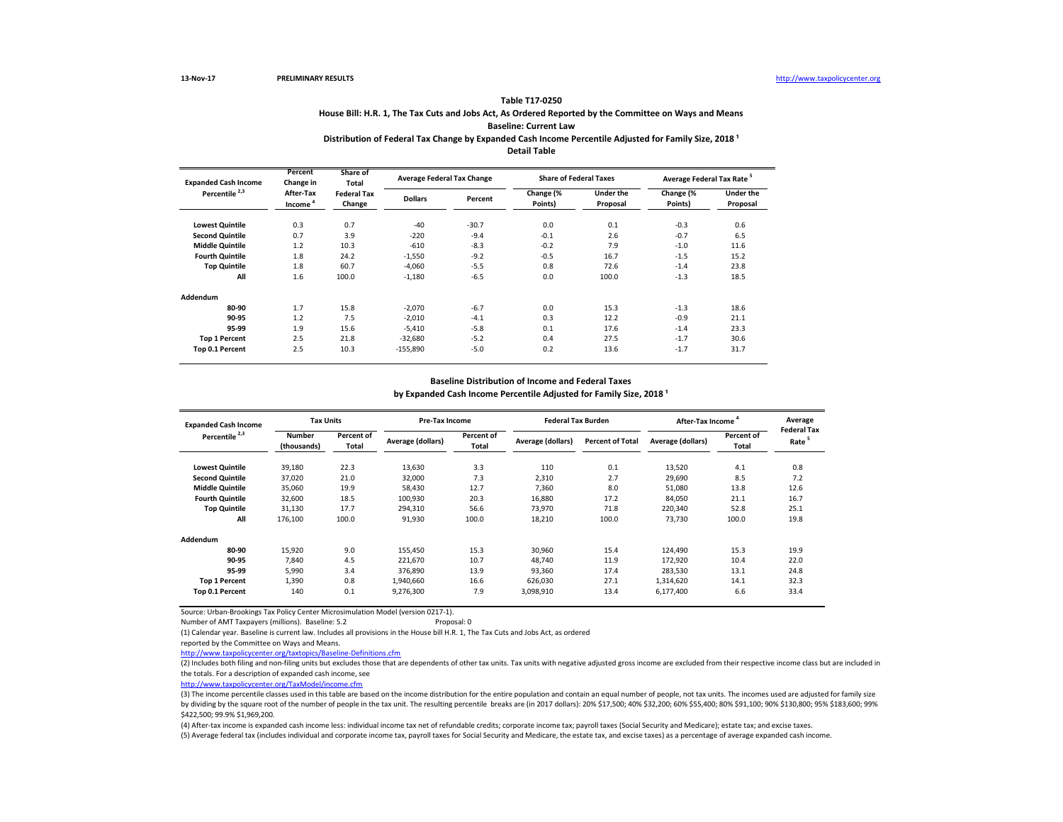13-Nov-17 **PRELIMINARY RESULTS** http://www.taxpolicycenter.org

### Table T17-0250
### House Bill: H.R. 1, The Tax Cuts and Jobs Act, As Ordered Reported by the Committee on Ways and Means
### Baseline: Current Law
### Distribution of Federal Tax Change by Expanded Cash Income Percentile Adjusted for Family Size, 2018 [1]
### Detail Table

| Expanded Cash Income Percentile [2,3] | Percent Change in After-Tax Income [4] | Share of Total Federal Tax Change | Average Federal Tax Change | | Share of Federal Taxes | | Average Federal Tax Rate [5] | |
|---|---|---|---|---|---|---|---|---|
| | | | Dollars | Percent | Change (% Points) | Under the Proposal | Change (% Points) | Under the Proposal |
| **Lowest Quintile** | 0.3 | 0.7 | -40 | -30.7 | 0.0 | 0.1 | -0.3 | 0.6 |
| **Second Quintile** | 0.7 | 3.9 | -220 | -9.4 | -0.1 | 2.6 | -0.7 | 6.5 |
| **Middle Quintile** | 1.2 | 10.3 | -610 | -8.3 | -0.2 | 7.9 | -1.0 | 11.6 |
| **Fourth Quintile** | 1.8 | 24.2 | -1,550 | -9.2 | -0.5 | 16.7 | -1.5 | 15.2 |
| **Top Quintile** | 1.8 | 60.7 | -4,060 | -5.5 | 0.8 | 72.6 | -1.4 | 23.8 |
| **All** | 1.6 | 100.0 | -1,180 | -6.5 | 0.0 | 100.0 | -1.3 | 18.5 |
| **Addendum** | | | | | | | | |
| **80-90** | 1.7 | 15.8 | -2,070 | -6.7 | 0.0 | 15.3 | -1.3 | 18.6 |
| **90-95** | 1.2 | 7.5 | -2,010 | -4.1 | 0.3 | 12.2 | -0.9 | 21.1 |
| **95-99** | 1.9 | 15.6 | -5,410 | -5.8 | 0.1 | 17.6 | -1.4 | 23.3 |
| **Top 1 Percent** | 2.5 | 21.8 | -32,680 | -5.2 | 0.4 | 27.5 | -1.7 | 30.6 |
| **Top 0.1 Percent** | 2.5 | 10.3 | -155,890 | -5.0 | 0.2 | 13.6 | -1.7 | 31.7 |

### Baseline Distribution of Income and Federal Taxes
### by Expanded Cash Income Percentile Adjusted for Family Size, 2018 [1]

| Expanded Cash Income Percentile [2,3] | Tax Units | | Pre-Tax Income | | Federal Tax Burden | | After-Tax Income [4] | | Average Federal Tax Rate [5] |
|---|---|---|---|---|---|---|---|---|---|
| | Number (thousands) | Percent of Total | Average (dollars) | Percent of Total | Average (dollars) | Percent of Total | Average (dollars) | Percent of Total | |
| **Lowest Quintile** | 39,180 | 22.3 | 13,630 | 3.3 | 110 | 0.1 | 13,520 | 4.1 | 0.8 |
| **Second Quintile** | 37,020 | 21.0 | 32,000 | 7.3 | 2,310 | 2.7 | 29,690 | 8.5 | 7.2 |
| **Middle Quintile** | 35,060 | 19.9 | 58,430 | 12.7 | 7,360 | 8.0 | 51,080 | 13.8 | 12.6 |
| **Fourth Quintile** | 32,600 | 18.5 | 100,930 | 20.3 | 16,880 | 17.2 | 84,050 | 21.1 | 16.7 |
| **Top Quintile** | 31,130 | 17.7 | 294,310 | 56.6 | 73,970 | 71.8 | 220,340 | 52.8 | 25.1 |
| **All** | 176,100 | 100.0 | 91,930 | 100.0 | 18,210 | 100.0 | 73,730 | 100.0 | 19.8 |
| **Addendum** | | | | | | | | | |
| **80-90** | 15,920 | 9.0 | 155,450 | 15.3 | 30,960 | 15.4 | 124,490 | 15.3 | 19.9 |
| **90-95** | 7,840 | 4.5 | 221,670 | 10.7 | 48,740 | 11.9 | 172,920 | 10.4 | 22.0 |
| **95-99** | 5,990 | 3.4 | 376,890 | 13.9 | 93,360 | 17.4 | 283,530 | 13.1 | 24.8 |
| **Top 1 Percent** | 1,390 | 0.8 | 1,940,660 | 16.6 | 626,030 | 27.1 | 1,314,620 | 14.1 | 32.3 |
| **Top 0.1 Percent** | 140 | 0.1 | 9,276,300 | 7.9 | 3,098,910 | 13.4 | 6,177,400 | 6.6 | 33.4 |

Source: Urban-Brookings Tax Policy Center Microsimulation Model (version 0217-1).

Number of AMT Taxpayers (millions). Baseline: 5.2 Proposal: 0

(1) Calendar year. Baseline is current law. Includes all provisions in the House bill H.R. 1, The Tax Cuts and Jobs Act, as ordered reported by the Committee on Ways and Means.

http://www.taxpolicycenter.org/taxtopics/Baseline-Definitions.cfm

(2) Includes both filing and non-filing units but excludes those that are dependents of other tax units. Tax units with negative adjusted gross income are excluded from their respective income class but are included in the totals. For a description of expanded cash income, see

http://www.taxpolicycenter.org/TaxModel/income.cfm

(3) The income percentile classes used in this table are based on the income distribution for the entire population and contain an equal number of people, not tax units. The incomes used are adjusted for family size by dividing by the square root of the number of people in the tax unit. The resulting percentile breaks are (in 2017 dollars): 20% $17,500; 40% $32,200; 60% $55,400; 80% $91,100; 90% $130,800; 95% $183,600; 99% $422,500; 99.9% $1,969,200.

(4) After-tax income is expanded cash income less: individual income tax net of refundable credits; corporate income tax; payroll taxes (Social Security and Medicare); estate tax; and excise taxes.

(5) Average federal tax (includes individual and corporate income tax, payroll taxes for Social Security and Medicare, the estate tax, and excise taxes) as a percentage of average expanded cash income.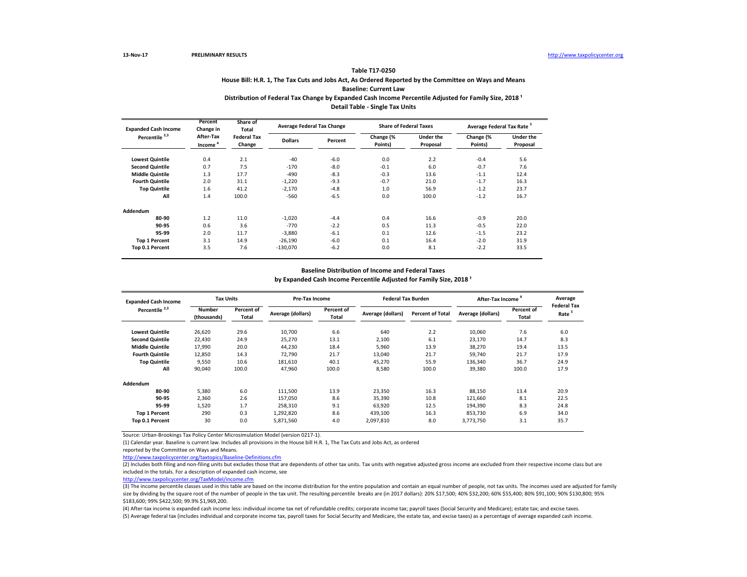13-Nov-17 **PRELIMINARY RESULTS** http://www.taxpolicycenter.org

## Table T17-0250

### House Bill: H.R. 1, The Tax Cuts and Jobs Act, As Ordered Reported by the Committee on Ways and Means

### Baseline: Current Law

### Distribution of Federal Tax Change by Expanded Cash Income Percentile Adjusted for Family Size, 2018 [1]

### Detail Table - Single Tax Units

| Expanded Cash Income Percentile [2,3] | Percent Change in After-Tax Income [4] | Share of Total Federal Tax Change | Average Federal Tax Change | | Share of Federal Taxes | | Average Federal Tax Rate [5] | |
|---|---|---|---|---|---|---|---|---|
| | | | Dollars | Percent | Change (% Points) | Under the Proposal | Change (% Points) | Under the Proposal |
| Lowest Quintile | 0.4 | 2.1 | -40 | -6.0 | 0.0 | 2.2 | -0.4 | 5.6 |
| Second Quintile | 0.7 | 7.5 | -170 | -8.0 | -0.1 | 6.0 | -0.7 | 7.6 |
| Middle Quintile | 1.3 | 17.7 | -490 | -8.3 | -0.3 | 13.6 | -1.1 | 12.4 |
| Fourth Quintile | 2.0 | 31.1 | -1,220 | -9.3 | -0.7 | 21.0 | -1.7 | 16.3 |
| Top Quintile | 1.6 | 41.2 | -2,170 | -4.8 | 1.0 | 56.9 | -1.2 | 23.7 |
| All | 1.4 | 100.0 | -560 | -6.5 | 0.0 | 100.0 | -1.2 | 16.7 |
| **Addendum** | | | | | | | | |
| 80-90 | 1.2 | 11.0 | -1,020 | -4.4 | 0.4 | 16.6 | -0.9 | 20.0 |
| 90-95 | 0.6 | 3.6 | -770 | -2.2 | 0.5 | 11.3 | -0.5 | 22.0 |
| 95-99 | 2.0 | 11.7 | -3,880 | -6.1 | 0.1 | 12.6 | -1.5 | 23.2 |
| Top 1 Percent | 3.1 | 14.9 | -26,190 | -6.0 | 0.1 | 16.4 | -2.0 | 31.9 |
| Top 0.1 Percent | 3.5 | 7.6 | -130,070 | -6.2 | 0.0 | 8.1 | -2.2 | 33.5 |

### Baseline Distribution of Income and Federal Taxes

### by Expanded Cash Income Percentile Adjusted for Family Size, 2018 [1]

| Expanded Cash Income Percentile [2,3] | Tax Units | | Pre-Tax Income | | Federal Tax Burden | | After-Tax Income [4] | | Average Federal Tax Rate [5] |
|---|---|---|---|---|---|---|---|---|---|
| | Number (thousands) | Percent of Total | Average (dollars) | Percent of Total | Average (dollars) | Percent of Total | Average (dollars) | Percent of Total | |
| Lowest Quintile | 26,620 | 29.6 | 10,700 | 6.6 | 640 | 2.2 | 10,060 | 7.6 | 6.0 |
| Second Quintile | 22,430 | 24.9 | 25,270 | 13.1 | 2,100 | 6.1 | 23,170 | 14.7 | 8.3 |
| Middle Quintile | 17,990 | 20.0 | 44,230 | 18.4 | 5,960 | 13.9 | 38,270 | 19.4 | 13.5 |
| Fourth Quintile | 12,850 | 14.3 | 72,790 | 21.7 | 13,040 | 21.7 | 59,740 | 21.7 | 17.9 |
| Top Quintile | 9,550 | 10.6 | 181,610 | 40.1 | 45,270 | 55.9 | 136,340 | 36.7 | 24.9 |
| All | 90,040 | 100.0 | 47,960 | 100.0 | 8,580 | 100.0 | 39,380 | 100.0 | 17.9 |
| **Addendum** | | | | | | | | | |
| 80-90 | 5,380 | 6.0 | 111,500 | 13.9 | 23,350 | 16.3 | 88,150 | 13.4 | 20.9 |
| 90-95 | 2,360 | 2.6 | 157,050 | 8.6 | 35,390 | 10.8 | 121,660 | 8.1 | 22.5 |
| 95-99 | 1,520 | 1.7 | 258,310 | 9.1 | 63,920 | 12.5 | 194,390 | 8.3 | 24.8 |
| Top 1 Percent | 290 | 0.3 | 1,292,820 | 8.6 | 439,100 | 16.3 | 853,730 | 6.9 | 34.0 |
| Top 0.1 Percent | 30 | 0.0 | 5,871,560 | 4.0 | 2,097,810 | 8.0 | 3,773,750 | 3.1 | 35.7 |

Source: Urban-Brookings Tax Policy Center Microsimulation Model (version 0217-1).

(1) Calendar year. Baseline is current law. Includes all provisions in the House bill H.R. 1, The Tax Cuts and Jobs Act, as ordered reported by the Committee on Ways and Means.

http://www.taxpolicycenter.org/taxtopics/Baseline-Definitions.cfm

(2) Includes both filing and non-filing units but excludes those that are dependents of other tax units. Tax units with negative adjusted gross income are excluded from their respective income class but are included in the totals. For a description of expanded cash income, see

http://www.taxpolicycenter.org/TaxModel/income.cfm

(3) The income percentile classes used in this table are based on the income distribution for the entire population and contain an equal number of people, not tax units. The incomes used are adjusted for family size by dividing by the square root of the number of people in the tax unit. The resulting percentile breaks are (in 2017 dollars): 20% $17,500; 40% $32,200; 60% $55,400; 80% $91,100; 90% $130,800; 95% $183,600; 99% $422,500; 99.9% $1,969,200.

(4) After-tax income is expanded cash income less: individual income tax net of refundable credits; corporate income tax; payroll taxes (Social Security and Medicare); estate tax; and excise taxes.

(5) Average federal tax (includes individual and corporate income tax, payroll taxes for Social Security and Medicare, the estate tax, and excise taxes) as a percentage of average expanded cash income.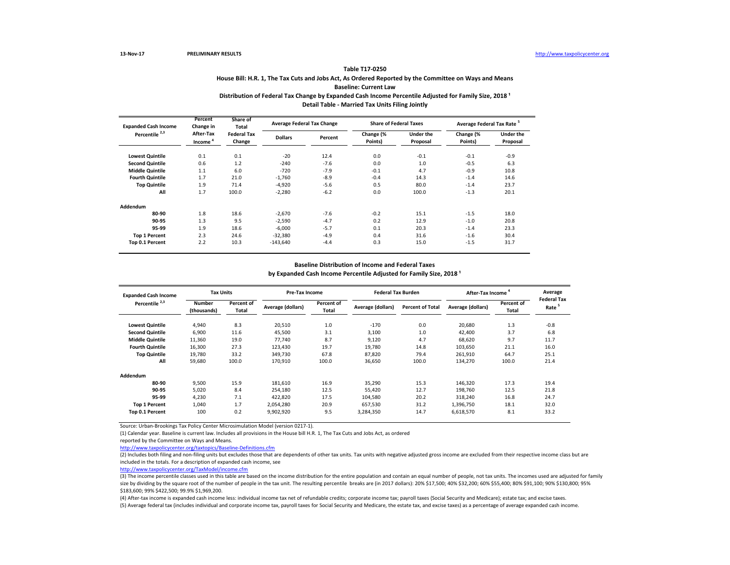13-Nov-17 PRELIMINARY RESULTS http://www.taxpolicycenter.org

## Table T17-0250

### House Bill: H.R. 1, The Tax Cuts and Jobs Act, As Ordered Reported by the Committee on Ways and Means
### Baseline: Current Law
### Distribution of Federal Tax Change by Expanded Cash Income Percentile Adjusted for Family Size, 2018 [1]
### Detail Table - Married Tax Units Filing Jointly

| Expanded Cash Income Percentile [2,3] | Percent Change in After-Tax Income [4] | Share of Total Federal Tax Change | Average Federal Tax Change | | Share of Federal Taxes | | Average Federal Tax Rate [5] | |
|---|---|---|---|---|---|---|---|---|
| | | | Dollars | Percent | Change (% Points) | Under the Proposal | Change (% Points) | Under the Proposal |
| Lowest Quintile | 0.1 | 0.1 | -20 | 12.4 | 0.0 | -0.1 | -0.1 | -0.9 |
| Second Quintile | 0.6 | 1.2 | -240 | -7.6 | 0.0 | 1.0 | -0.5 | 6.3 |
| Middle Quintile | 1.1 | 6.0 | -720 | -7.9 | -0.1 | 4.7 | -0.9 | 10.8 |
| Fourth Quintile | 1.7 | 21.0 | -1,760 | -8.9 | -0.4 | 14.3 | -1.4 | 14.6 |
| Top Quintile | 1.9 | 71.4 | -4,920 | -5.6 | 0.5 | 80.0 | -1.4 | 23.7 |
| All | 1.7 | 100.0 | -2,280 | -6.2 | 0.0 | 100.0 | -1.3 | 20.1 |
| Addendum | | | | | | | | |
| 80-90 | 1.8 | 18.6 | -2,670 | -7.6 | -0.2 | 15.1 | -1.5 | 18.0 |
| 90-95 | 1.3 | 9.5 | -2,590 | -4.7 | 0.2 | 12.9 | -1.0 | 20.8 |
| 95-99 | 1.9 | 18.6 | -6,000 | -5.7 | 0.1 | 20.3 | -1.4 | 23.3 |
| Top 1 Percent | 2.3 | 24.6 | -32,380 | -4.9 | 0.4 | 31.6 | -1.6 | 30.4 |
| Top 0.1 Percent | 2.2 | 10.3 | -143,640 | -4.4 | 0.3 | 15.0 | -1.5 | 31.7 |

### Baseline Distribution of Income and Federal Taxes
### by Expanded Cash Income Percentile Adjusted for Family Size, 2018 [1]

| Expanded Cash Income Percentile [2,3] | Tax Units | | Pre-Tax Income | | Federal Tax Burden | | After-Tax Income [4] | | Average Federal Tax Rate [5] |
|---|---|---|---|---|---|---|---|---|---|
| | Number (thousands) | Percent of Total | Average (dollars) | Percent of Total | Average (dollars) | Percent of Total | Average (dollars) | Percent of Total | |
| Lowest Quintile | 4,940 | 8.3 | 20,510 | 1.0 | -170 | 0.0 | 20,680 | 1.3 | -0.8 |
| Second Quintile | 6,900 | 11.6 | 45,500 | 3.1 | 3,100 | 1.0 | 42,400 | 3.7 | 6.8 |
| Middle Quintile | 11,360 | 19.0 | 77,740 | 8.7 | 9,120 | 4.7 | 68,620 | 9.7 | 11.7 |
| Fourth Quintile | 16,300 | 27.3 | 123,430 | 19.7 | 19,780 | 14.8 | 103,650 | 21.1 | 16.0 |
| Top Quintile | 19,780 | 33.2 | 349,730 | 67.8 | 87,820 | 79.4 | 261,910 | 64.7 | 25.1 |
| All | 59,680 | 100.0 | 170,910 | 100.0 | 36,650 | 100.0 | 134,270 | 100.0 | 21.4 |
| Addendum | | | | | | | | | |
| 80-90 | 9,500 | 15.9 | 181,610 | 16.9 | 35,290 | 15.3 | 146,320 | 17.3 | 19.4 |
| 90-95 | 5,020 | 8.4 | 254,180 | 12.5 | 55,420 | 12.7 | 198,760 | 12.5 | 21.8 |
| 95-99 | 4,230 | 7.1 | 422,820 | 17.5 | 104,580 | 16.8 | 318,240 | 16.8 | 24.7 |
| Top 1 Percent | 1,040 | 1.7 | 2,054,280 | 20.9 | 657,530 | 31.2 | 1,396,750 | 18.1 | 32.0 |
| Top 0.1 Percent | 100 | 0.2 | 9,902,920 | 9.5 | 3,284,350 | 14.7 | 6,618,570 | 8.1 | 33.2 |

Source: Urban-Brookings Tax Policy Center Microsimulation Model (version 0217-1).

(1) Calendar year. Baseline is current law. Includes all provisions in the House bill H.R. 1, The Tax Cuts and Jobs Act, as ordered reported by the Committee on Ways and Means.
http://www.taxpolicycenter.org/taxtopics/Baseline-Definitions.cfm

(2) Includes both filing and non-filing units but excludes those that are dependents of other tax units. Tax units with negative adjusted gross income are excluded from their respective income class but are included in the totals. For a description of expanded cash income, see
http://www.taxpolicycenter.org/TaxModel/income.cfm

(3) The income percentile classes used in this table are based on the income distribution for the entire population and contain an equal number of people, not tax units. The incomes used are adjusted for family size by dividing by the square root of the number of people in the tax unit. The resulting percentile breaks are (in 2017 dollars): 20% $17,500; 40% $32,200; 60% $55,400; 80% $91,100; 90% $130,800; 95% $183,600; 99% $422,500; 99.9% $1,969,200.

(4) After-tax income is expanded cash income less: individual income tax net of refundable credits; corporate income tax; payroll taxes (Social Security and Medicare); estate tax; and excise taxes.

(5) Average federal tax (includes individual and corporate income tax, payroll taxes for Social Security and Medicare, the estate tax, and excise taxes) as a percentage of average expanded cash income.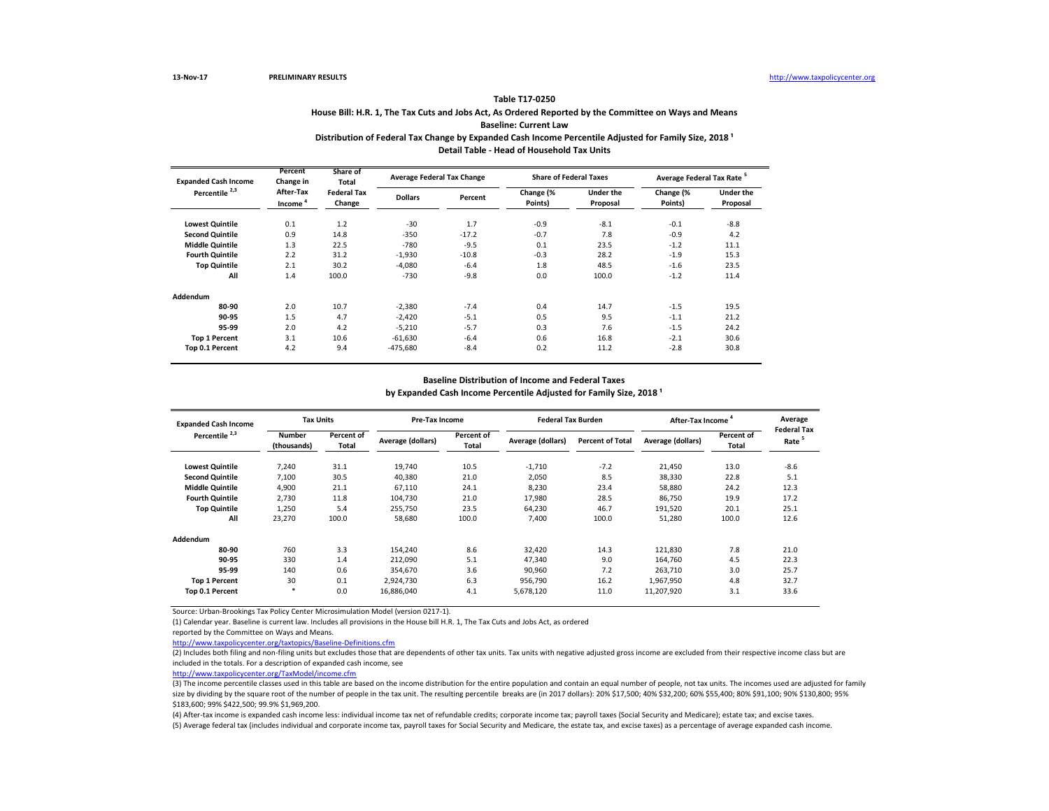13-Nov-17 PRELIMINARY RESULTS http://www.taxpolicycenter.org

**Table T17-0250**

**House Bill: H.R. 1, The Tax Cuts and Jobs Act, As Ordered Reported by the Committee on Ways and Means**

**Baseline: Current Law**

**Distribution of Federal Tax Change by Expanded Cash Income Percentile Adjusted for Family Size, 2018 [1]**

**Detail Table - Head of Household Tax Units**

| Expanded Cash Income Percentile [2,3] | Percent Change in After-Tax Income [4] | Share of Total Federal Tax Change | Average Federal Tax Change | | Share of Federal Taxes | | Average Federal Tax Rate [5] | |
|---|---|---|---|---|---|---|---|---|
| | | | Dollars | Percent | Change (% Points) | Under the Proposal | Change (% Points) | Under the Proposal |
| Lowest Quintile | 0.1 | 1.2 | -30 | 1.7 | -0.9 | -8.1 | -0.1 | -8.8 |
| Second Quintile | 0.9 | 14.8 | -350 | -17.2 | -0.7 | 7.8 | -0.9 | 4.2 |
| Middle Quintile | 1.3 | 22.5 | -780 | -9.5 | 0.1 | 23.5 | -1.2 | 11.1 |
| Fourth Quintile | 2.2 | 31.2 | -1,930 | -10.8 | -0.3 | 28.2 | -1.9 | 15.3 |
| Top Quintile | 2.1 | 30.2 | -4,080 | -6.4 | 1.8 | 48.5 | -1.6 | 23.5 |
| All | 1.4 | 100.0 | -730 | -9.8 | 0.0 | 100.0 | -1.2 | 11.4 |
| **Addendum** | | | | | | | | |
| 80-90 | 2.0 | 10.7 | -2,380 | -7.4 | 0.4 | 14.7 | -1.5 | 19.5 |
| 90-95 | 1.5 | 4.7 | -2,420 | -5.1 | 0.5 | 9.5 | -1.1 | 21.2 |
| 95-99 | 2.0 | 4.2 | -5,210 | -5.7 | 0.3 | 7.6 | -1.5 | 24.2 |
| Top 1 Percent | 3.1 | 10.6 | -61,630 | -6.4 | 0.6 | 16.8 | -2.1 | 30.6 |
| Top 0.1 Percent | 4.2 | 9.4 | -475,680 | -8.4 | 0.2 | 11.2 | -2.8 | 30.8 |

**Baseline Distribution of Income and Federal Taxes**

**by Expanded Cash Income Percentile Adjusted for Family Size, 2018 [1]**

| Expanded Cash Income Percentile [2,3] | Tax Units | | Pre-Tax Income | | Federal Tax Burden | | After-Tax Income [4] | | Average Federal Tax Rate [5] |
|---|---|---|---|---|---|---|---|---|---|
| | Number (thousands) | Percent of Total | Average (dollars) | Percent of Total | Average (dollars) | Percent of Total | Average (dollars) | Percent of Total | |
| Lowest Quintile | 7,240 | 31.1 | 19,740 | 10.5 | -1,710 | -7.2 | 21,450 | 13.0 | -8.6 |
| Second Quintile | 7,100 | 30.5 | 40,380 | 21.0 | 2,050 | 8.5 | 38,330 | 22.8 | 5.1 |
| Middle Quintile | 4,900 | 21.1 | 67,110 | 24.1 | 8,230 | 23.4 | 58,880 | 24.2 | 12.3 |
| Fourth Quintile | 2,730 | 11.8 | 104,730 | 21.0 | 17,980 | 28.5 | 86,750 | 19.9 | 17.2 |
| Top Quintile | 1,250 | 5.4 | 255,750 | 23.5 | 64,230 | 46.7 | 191,520 | 20.1 | 25.1 |
| All | 23,270 | 100.0 | 58,680 | 100.0 | 7,400 | 100.0 | 51,280 | 100.0 | 12.6 |
| **Addendum** | | | | | | | | | |
| 80-90 | 760 | 3.3 | 154,240 | 8.6 | 32,420 | 14.3 | 121,830 | 7.8 | 21.0 |
| 90-95 | 330 | 1.4 | 212,090 | 5.1 | 47,340 | 9.0 | 164,760 | 4.5 | 22.3 |
| 95-99 | 140 | 0.6 | 354,670 | 3.6 | 90,960 | 7.2 | 263,710 | 3.0 | 25.7 |
| Top 1 Percent | 30 | 0.1 | 2,924,730 | 6.3 | 956,790 | 16.2 | 1,967,950 | 4.8 | 32.7 |
| Top 0.1 Percent | * | 0.0 | 16,886,040 | 4.1 | 5,678,120 | 11.0 | 11,207,920 | 3.1 | 33.6 |

Source: Urban-Brookings Tax Policy Center Microsimulation Model (version 0217-1).

(1) Calendar year. Baseline is current law. Includes all provisions in the House bill H.R. 1, The Tax Cuts and Jobs Act, as ordered reported by the Committee on Ways and Means.

http://www.taxpolicycenter.org/taxtopics/Baseline-Definitions.cfm

(2) Includes both filing and non-filing units but excludes those that are dependents of other tax units. Tax units with negative adjusted gross income are excluded from their respective income class but are included in the totals. For a description of expanded cash income, see

http://www.taxpolicycenter.org/TaxModel/income.cfm

(3) The income percentile classes used in this table are based on the income distribution for the entire population and contain an equal number of people, not tax units. The incomes used are adjusted for family size by dividing by the square root of the number of people in the tax unit. The resulting percentile breaks are (in 2017 dollars): 20% $17,500; 40% $32,200; 60% $55,400; 80% $91,100; 90% $130,800; 95% $183,600; 99% $422,500; 99.9% $1,969,200.

(4) After-tax income is expanded cash income less: individual income tax net of refundable credits; corporate income tax; payroll taxes (Social Security and Medicare); estate tax; and excise taxes.

(5) Average federal tax (includes individual and corporate income tax, payroll taxes for Social Security and Medicare, the estate tax, and excise taxes) as a percentage of average expanded cash income.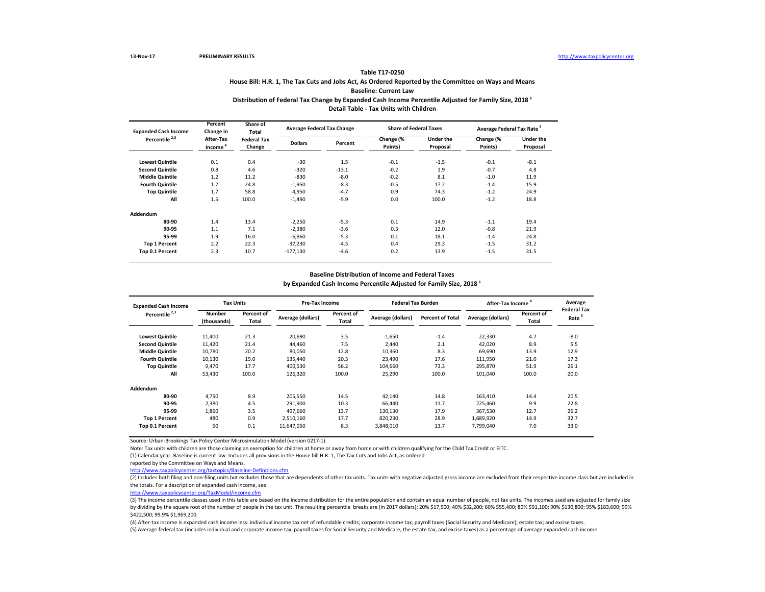13-Nov-17 PRELIMINARY RESULTS http://www.taxpolicycenter.org

**Table T17-0250**

**House Bill: H.R. 1, The Tax Cuts and Jobs Act, As Ordered Reported by the Committee on Ways and Means**

**Baseline: Current Law**

**Distribution of Federal Tax Change by Expanded Cash Income Percentile Adjusted for Family Size, 2018 [1]**

**Detail Table - Tax Units with Children**

| Expanded Cash Income Percentile [2,3] | Percent Change in After-Tax Income [4] | Share of Total Federal Tax Change | Average Federal Tax Change | | Share of Federal Taxes | | Average Federal Tax Rate [5] | |
|---|---|---|---|---|---|---|---|---|
| | | | Dollars | Percent | Change (% Points) | Under the Proposal | Change (% Points) | Under the Proposal |
| Lowest Quintile | 0.1 | 0.4 | -30 | 1.5 | -0.1 | -1.5 | -0.1 | -8.1 |
| Second Quintile | 0.8 | 4.6 | -320 | -13.1 | -0.2 | 1.9 | -0.7 | 4.8 |
| Middle Quintile | 1.2 | 11.2 | -830 | -8.0 | -0.2 | 8.1 | -1.0 | 11.9 |
| Fourth Quintile | 1.7 | 24.8 | -1,950 | -8.3 | -0.5 | 17.2 | -1.4 | 15.9 |
| Top Quintile | 1.7 | 58.8 | -4,950 | -4.7 | 0.9 | 74.3 | -1.2 | 24.9 |
| All | 1.5 | 100.0 | -1,490 | -5.9 | 0.0 | 100.0 | -1.2 | 18.8 |
| **Addendum** | | | | | | | | |
| 80-90 | 1.4 | 13.4 | -2,250 | -5.3 | 0.1 | 14.9 | -1.1 | 19.4 |
| 90-95 | 1.1 | 7.1 | -2,380 | -3.6 | 0.3 | 12.0 | -0.8 | 21.9 |
| 95-99 | 1.9 | 16.0 | -6,860 | -5.3 | 0.1 | 18.1 | -1.4 | 24.8 |
| Top 1 Percent | 2.2 | 22.3 | -37,230 | -4.5 | 0.4 | 29.3 | -1.5 | 31.2 |
| Top 0.1 Percent | 2.3 | 10.7 | -177,130 | -4.6 | 0.2 | 13.9 | -1.5 | 31.5 |

**Baseline Distribution of Income and Federal Taxes**

**by Expanded Cash Income Percentile Adjusted for Family Size, 2018 [1]**

| Expanded Cash Income Percentile [2,3] | Tax Units | | Pre-Tax Income | | Federal Tax Burden | | After-Tax Income [4] | | Average Federal Tax Rate [5] |
|---|---|---|---|---|---|---|---|---|---|
| | Number (thousands) | Percent of Total | Average (dollars) | Percent of Total | Average (dollars) | Percent of Total | Average (dollars) | Percent of Total | |
| Lowest Quintile | 11,400 | 21.3 | 20,690 | 3.5 | -1,650 | -1.4 | 22,330 | 4.7 | -8.0 |
| Second Quintile | 11,420 | 21.4 | 44,460 | 7.5 | 2,440 | 2.1 | 42,020 | 8.9 | 5.5 |
| Middle Quintile | 10,780 | 20.2 | 80,050 | 12.8 | 10,360 | 8.3 | 69,690 | 13.9 | 12.9 |
| Fourth Quintile | 10,130 | 19.0 | 135,440 | 20.3 | 23,490 | 17.6 | 111,950 | 21.0 | 17.3 |
| Top Quintile | 9,470 | 17.7 | 400,530 | 56.2 | 104,660 | 73.3 | 295,870 | 51.9 | 26.1 |
| All | 53,430 | 100.0 | 126,320 | 100.0 | 25,290 | 100.0 | 101,040 | 100.0 | 20.0 |
| **Addendum** | | | | | | | | | |
| 80-90 | 4,750 | 8.9 | 205,550 | 14.5 | 42,140 | 14.8 | 163,410 | 14.4 | 20.5 |
| 90-95 | 2,380 | 4.5 | 291,900 | 10.3 | 66,440 | 11.7 | 225,460 | 9.9 | 22.8 |
| 95-99 | 1,860 | 3.5 | 497,660 | 13.7 | 130,130 | 17.9 | 367,530 | 12.7 | 26.2 |
| Top 1 Percent | 480 | 0.9 | 2,510,160 | 17.7 | 820,230 | 28.9 | 1,689,920 | 14.9 | 32.7 |
| Top 0.1 Percent | 50 | 0.1 | 11,647,050 | 8.3 | 3,848,010 | 13.7 | 7,799,040 | 7.0 | 33.0 |

Source: Urban-Brookings Tax Policy Center Microsimulation Model (version 0217-1).

Note: Tax units with children are those claiming an exemption for children at home or away from home or with children qualifying for the Child Tax Credit or EITC.

(1) Calendar year. Baseline is current law. Includes all provisions in the House bill H.R. 1, The Tax Cuts and Jobs Act, as ordered reported by the Committee on Ways and Means.

http://www.taxpolicycenter.org/taxtopics/Baseline-Definitions.cfm

(2) Includes both filing and non-filing units but excludes those that are dependents of other tax units. Tax units with negative adjusted gross income are excluded from their respective income class but are included in the totals. For a description of expanded cash income, see

http://www.taxpolicycenter.org/TaxModel/income.cfm

(3) The income percentile classes used in this table are based on the income distribution for the entire population and contain an equal number of people, not tax units. The incomes used are adjusted for family size by dividing by the square root of the number of people in the tax unit. The resulting percentile breaks are (in 2017 dollars): 20% $17,500; 40% $32,200; 60% $55,400; 80% $91,100; 90% $130,800; 95% $183,600; 99% $422,500; 99.9% $1,969,200.

(4) After-tax income is expanded cash income less: individual income tax net of refundable credits; corporate income tax; payroll taxes (Social Security and Medicare); estate tax; and excise taxes.

(5) Average federal tax (includes individual and corporate income tax, payroll taxes for Social Security and Medicare, the estate tax, and excise taxes) as a percentage of average expanded cash income.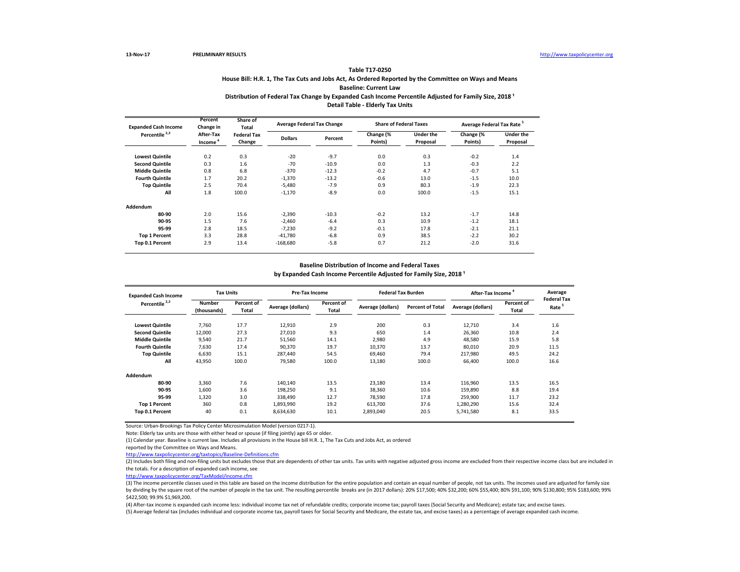13-Nov-17 PRELIMINARY RESULTS http://www.taxpolicycenter.org

**Table T17-0250**

**House Bill: H.R. 1, The Tax Cuts and Jobs Act, As Ordered Reported by the Committee on Ways and Means**

**Baseline: Current Law**

**Distribution of Federal Tax Change by Expanded Cash Income Percentile Adjusted for Family Size, 2018 [1]**

**Detail Table - Elderly Tax Units**

| Expanded Cash Income Percentile [2,3] | Percent Change in After-Tax Income [4] | Share of Total Federal Tax Change | Average Federal Tax Change | | Share of Federal Taxes | | Average Federal Tax Rate [5] | |
|---|---|---|---|---|---|---|---|---|
| | | | Dollars | Percent | Change (% Points) | Under the Proposal | Change (% Points) | Under the Proposal |
| Lowest Quintile | 0.2 | 0.3 | -20 | -9.7 | 0.0 | 0.3 | -0.2 | 1.4 |
| Second Quintile | 0.3 | 1.6 | -70 | -10.9 | 0.0 | 1.3 | -0.3 | 2.2 |
| Middle Quintile | 0.8 | 6.8 | -370 | -12.3 | -0.2 | 4.7 | -0.7 | 5.1 |
| Fourth Quintile | 1.7 | 20.2 | -1,370 | -13.2 | -0.6 | 13.0 | -1.5 | 10.0 |
| Top Quintile | 2.5 | 70.4 | -5,480 | -7.9 | 0.9 | 80.3 | -1.9 | 22.3 |
| All | 1.8 | 100.0 | -1,170 | -8.9 | 0.0 | 100.0 | -1.5 | 15.1 |
| **Addendum** | | | | | | | | |
| 80-90 | 2.0 | 15.6 | -2,390 | -10.3 | -0.2 | 13.2 | -1.7 | 14.8 |
| 90-95 | 1.5 | 7.6 | -2,460 | -6.4 | 0.3 | 10.9 | -1.2 | 18.1 |
| 95-99 | 2.8 | 18.5 | -7,230 | -9.2 | -0.1 | 17.8 | -2.1 | 21.1 |
| Top 1 Percent | 3.3 | 28.8 | -41,780 | -6.8 | 0.9 | 38.5 | -2.2 | 30.2 |
| Top 0.1 Percent | 2.9 | 13.4 | -168,680 | -5.8 | 0.7 | 21.2 | -2.0 | 31.6 |

**Baseline Distribution of Income and Federal Taxes**

**by Expanded Cash Income Percentile Adjusted for Family Size, 2018 [1]**

| Expanded Cash Income Percentile [2,3] | Tax Units | | Pre-Tax Income | | Federal Tax Burden | | After-Tax Income [4] | | Average Federal Tax Rate [5] |
|---|---|---|---|---|---|---|---|---|---|
| | Number (thousands) | Percent of Total | Average (dollars) | Percent of Total | Average (dollars) | Percent of Total | Average (dollars) | Percent of Total | |
| Lowest Quintile | 7,760 | 17.7 | 12,910 | 2.9 | 200 | 0.3 | 12,710 | 3.4 | 1.6 |
| Second Quintile | 12,000 | 27.3 | 27,010 | 9.3 | 650 | 1.4 | 26,360 | 10.8 | 2.4 |
| Middle Quintile | 9,540 | 21.7 | 51,560 | 14.1 | 2,980 | 4.9 | 48,580 | 15.9 | 5.8 |
| Fourth Quintile | 7,630 | 17.4 | 90,370 | 19.7 | 10,370 | 13.7 | 80,010 | 20.9 | 11.5 |
| Top Quintile | 6,630 | 15.1 | 287,440 | 54.5 | 69,460 | 79.4 | 217,980 | 49.5 | 24.2 |
| All | 43,950 | 100.0 | 79,580 | 100.0 | 13,180 | 100.0 | 66,400 | 100.0 | 16.6 |
| **Addendum** | | | | | | | | | |
| 80-90 | 3,360 | 7.6 | 140,140 | 13.5 | 23,180 | 13.4 | 116,960 | 13.5 | 16.5 |
| 90-95 | 1,600 | 3.6 | 198,250 | 9.1 | 38,360 | 10.6 | 159,890 | 8.8 | 19.4 |
| 95-99 | 1,320 | 3.0 | 338,490 | 12.7 | 78,590 | 17.8 | 259,900 | 11.7 | 23.2 |
| Top 1 Percent | 360 | 0.8 | 1,893,990 | 19.2 | 613,700 | 37.6 | 1,280,290 | 15.6 | 32.4 |
| Top 0.1 Percent | 40 | 0.1 | 8,634,630 | 10.1 | 2,893,040 | 20.5 | 5,741,580 | 8.1 | 33.5 |

Source: Urban-Brookings Tax Policy Center Microsimulation Model (version 0217-1).

Note: Elderly tax units are those with either head or spouse (if filing jointly) age 65 or older.

(1) Calendar year. Baseline is current law. Includes all provisions in the House bill H.R. 1, The Tax Cuts and Jobs Act, as ordered reported by the Committee on Ways and Means.

http://www.taxpolicycenter.org/taxtopics/Baseline-Definitions.cfm

(2) Includes both filing and non-filing units but excludes those that are dependents of other tax units. Tax units with negative adjusted gross income are excluded from their respective income class but are included in the totals. For a description of expanded cash income, see

http://www.taxpolicycenter.org/TaxModel/income.cfm

(3) The income percentile classes used in this table are based on the income distribution for the entire population and contain an equal number of people, not tax units. The incomes used are adjusted for family size by dividing by the square root of the number of people in the tax unit. The resulting percentile breaks are (in 2017 dollars): 20% $17,500; 40% $32,200; 60% $55,400; 80% $91,100; 90% $130,800; 95% $183,600; 99% $422,500; 99.9% $1,969,200.

(4) After-tax income is expanded cash income less: individual income tax net of refundable credits; corporate income tax; payroll taxes (Social Security and Medicare); estate tax; and excise taxes.

(5) Average federal tax (includes individual and corporate income tax, payroll taxes for Social Security and Medicare, the estate tax, and excise taxes) as a percentage of average expanded cash income.